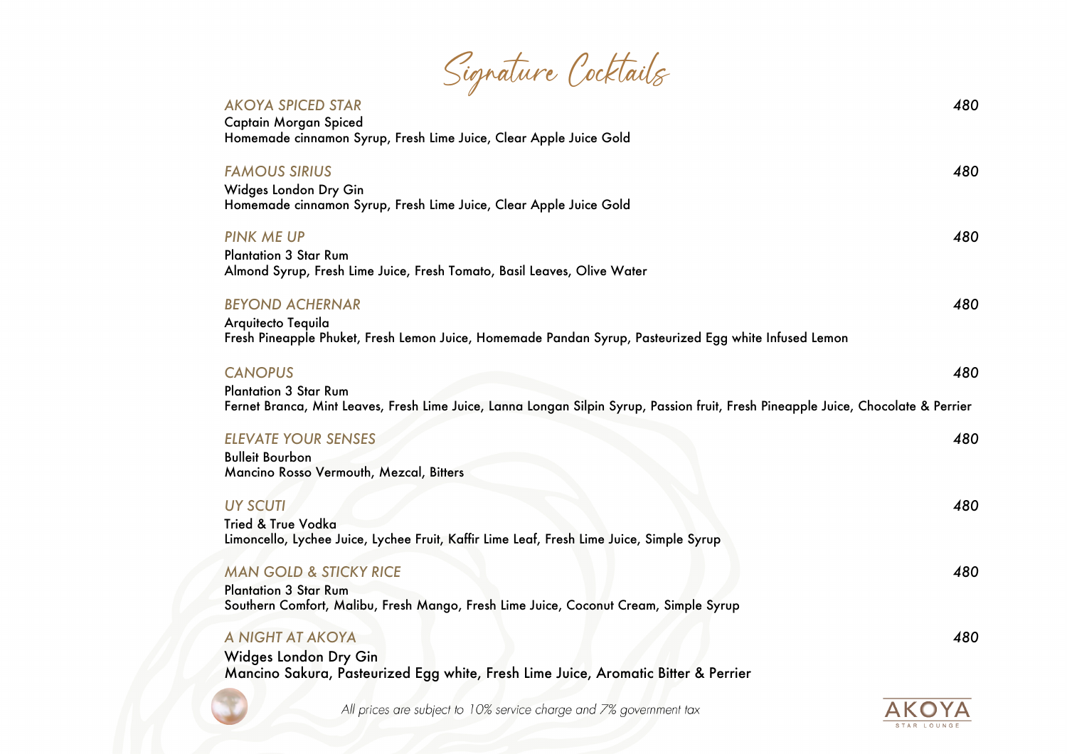# Signature Cocktails

*AKOYA SPICED STAR* — *480*
Captain Morgan Spiced
Homemade cinnamon Syrup, Fresh Lime Juice, Clear Apple Juice Gold

*FAMOUS SIRIUS* — *480*
Widges London Dry Gin
Homemade cinnamon Syrup, Fresh Lime Juice, Clear Apple Juice Gold

*PINK ME UP* — *480*
Plantation 3 Star Rum
Almond Syrup, Fresh Lime Juice, Fresh Tomato, Basil Leaves, Olive Water

*BEYOND ACHERNAR* — *480*
Arquitecto Tequila
Fresh Pineapple Phuket, Fresh Lemon Juice, Homemade Pandan Syrup, Pasteurized Egg white Infused Lemon

*CANOPUS* — *480*
Plantation 3 Star Rum
Fernet Branca, Mint Leaves, Fresh Lime Juice, Lanna Longan Silpin Syrup, Passion fruit, Fresh Pineapple Juice, Chocolate & Perrier

*ELEVATE YOUR SENSES* — *480*
Bulleit Bourbon
Mancino Rosso Vermouth, Mezcal, Bitters

*UY SCUTI* — *480*
Tried & True Vodka
Limoncello, Lychee Juice, Lychee Fruit, Kaffir Lime Leaf, Fresh Lime Juice, Simple Syrup

*MAN GOLD & STICKY RICE* — *480*
Plantation 3 Star Rum
Southern Comfort, Malibu, Fresh Mango, Fresh Lime Juice, Coconut Cream, Simple Syrup

*A NIGHT AT AKOYA* — *480*
Widges London Dry Gin
Mancino Sakura, Pasteurized Egg white, Fresh Lime Juice, Aromatic Bitter & Perrier

*All prices are subject to 10% service charge and 7% government tax*

AKOYA
STAR LOUNGE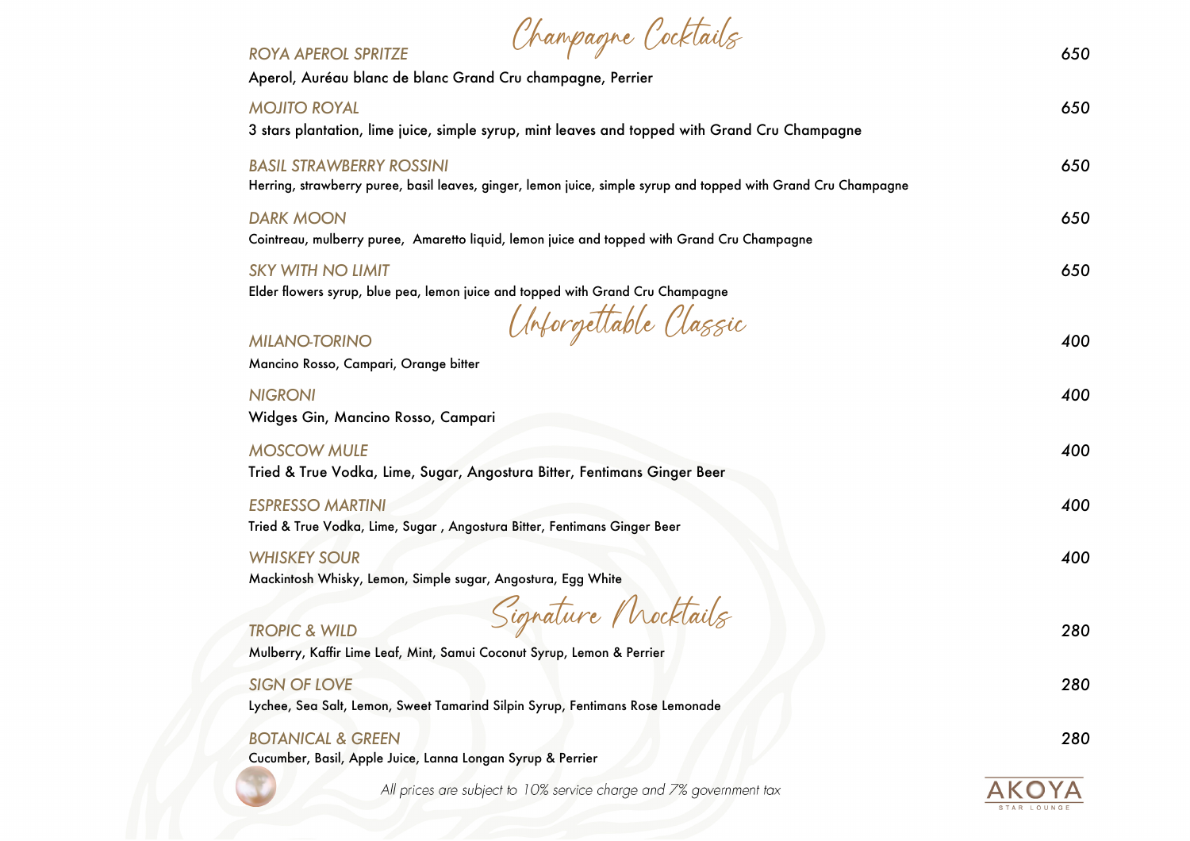## Champagne Cocktails

*ROYA APEROL SPRITZE* — *650*
Aperol, Auréau blanc de blanc Grand Cru champagne, Perrier

*MOJITO ROYAL* — *650*
3 stars plantation, lime juice, simple syrup, mint leaves and topped with Grand Cru Champagne

*BASIL STRAWBERRY ROSSINI* — *650*
Herring, strawberry puree, basil leaves, ginger, lemon juice, simple syrup and topped with Grand Cru Champagne

*DARK MOON* — *650*
Cointreau, mulberry puree, Amaretto liquid, lemon juice and topped with Grand Cru Champagne

*SKY WITH NO LIMIT* — *650*
Elder flowers syrup, blue pea, lemon juice and topped with Grand Cru Champagne

## Unforgettable Classic

*MILANO-TORINO* — *400*
Mancino Rosso, Campari, Orange bitter

*NIGRONI* — *400*
Widges Gin, Mancino Rosso, Campari

*MOSCOW MULE* — *400*
Tried & True Vodka, Lime, Sugar, Angostura Bitter, Fentimans Ginger Beer

*ESPRESSO MARTINI* — *400*
Tried & True Vodka, Lime, Sugar , Angostura Bitter, Fentimans Ginger Beer

*WHISKEY SOUR* — *400*
Mackintosh Whisky, Lemon, Simple sugar, Angostura, Egg White

## Signature Mocktails

*TROPIC & WILD* — *280*
Mulberry, Kaffir Lime Leaf, Mint, Samui Coconut Syrup, Lemon & Perrier

*SIGN OF LOVE* — *280*
Lychee, Sea Salt, Lemon, Sweet Tamarind Silpin Syrup, Fentimans Rose Lemonade

*BOTANICAL & GREEN* — *280*
Cucumber, Basil, Apple Juice, Lanna Longan Syrup & Perrier

*All prices are subject to 10% service charge and 7% government tax*

AKOYA
STAR LOUNGE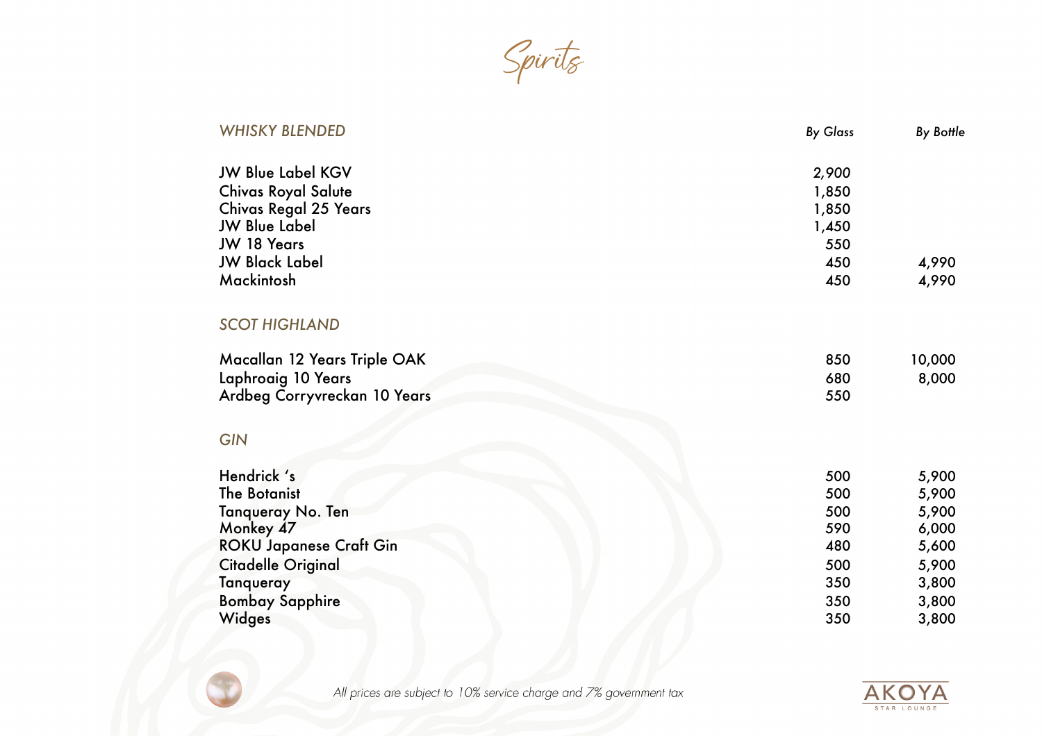# Spirits

| WHISKY BLENDED | By Glass | By Bottle |
|---|---|---|
| JW Blue Label KGV | 2,900 | |
| Chivas Royal Salute | 1,850 | |
| Chivas Regal 25 Years | 1,850 | |
| JW Blue Label | 1,450 | |
| JW 18 Years | 550 | |
| JW Black Label | 450 | 4,990 |
| Mackintosh | 450 | 4,990 |

| SCOT HIGHLAND | By Glass | By Bottle |
|---|---|---|
| Macallan 12 Years Triple OAK | 850 | 10,000 |
| Laphroaig 10 Years | 680 | 8,000 |
| Ardbeg Corryvreckan 10 Years | 550 | |

| GIN | By Glass | By Bottle |
|---|---|---|
| Hendrick 's | 500 | 5,900 |
| The Botanist | 500 | 5,900 |
| Tanqueray No. Ten | 500 | 5,900 |
| Monkey 47 | 590 | 6,000 |
| ROKU Japanese Craft Gin | 480 | 5,600 |
| Citadelle Original | 500 | 5,900 |
| Tanqueray | 350 | 3,800 |
| Bombay Sapphire | 350 | 3,800 |
| Widges | 350 | 3,800 |

*All prices are subject to 10% service charge and 7% government tax*

AKOYA STAR LOUNGE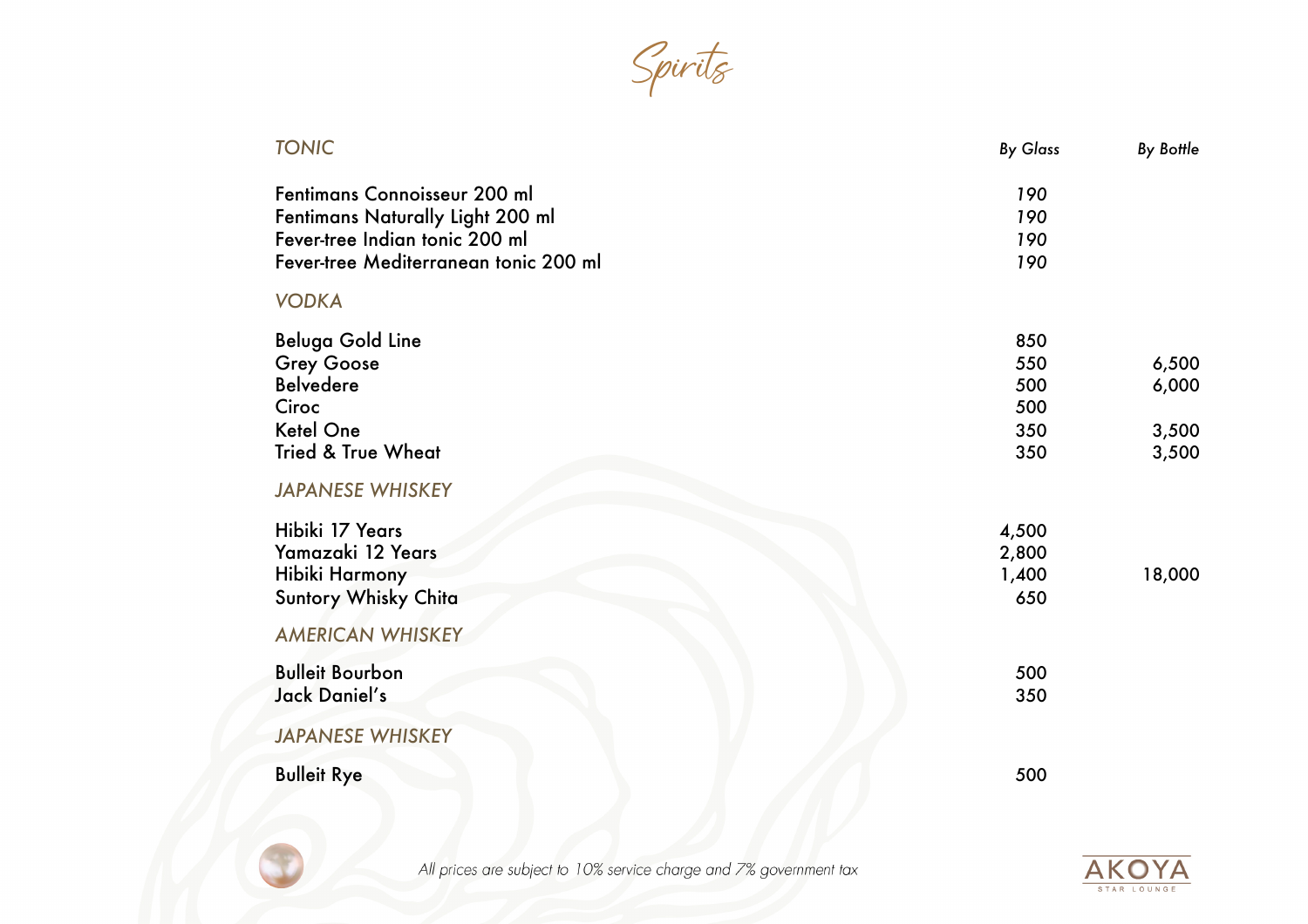# Spirits

| TONIC | By Glass | By Bottle |
|---|---|---|
| Fentimans Connoisseur 200 ml | 190 | |
| Fentimans Naturally Light 200 ml | 190 | |
| Fever-tree Indian tonic 200 ml | 190 | |
| Fever-tree Mediterranean tonic 200 ml | 190 | |
| **VODKA** | | |
| Beluga Gold Line | 850 | |
| Grey Goose | 550 | 6,500 |
| Belvedere | 500 | 6,000 |
| Ciroc | 500 | |
| Ketel One | 350 | 3,500 |
| Tried & True Wheat | 350 | 3,500 |
| **JAPANESE WHISKEY** | | |
| Hibiki 17 Years | 4,500 | |
| Yamazaki 12 Years | 2,800 | |
| Hibiki Harmony | 1,400 | 18,000 |
| Suntory Whisky Chita | 650 | |
| **AMERICAN WHISKEY** | | |
| Bulleit Bourbon | 500 | |
| Jack Daniel's | 350 | |
| **JAPANESE WHISKEY** | | |
| Bulleit Rye | 500 | |

*All prices are subject to 10% service charge and 7% government tax*

AKOYA STAR LOUNGE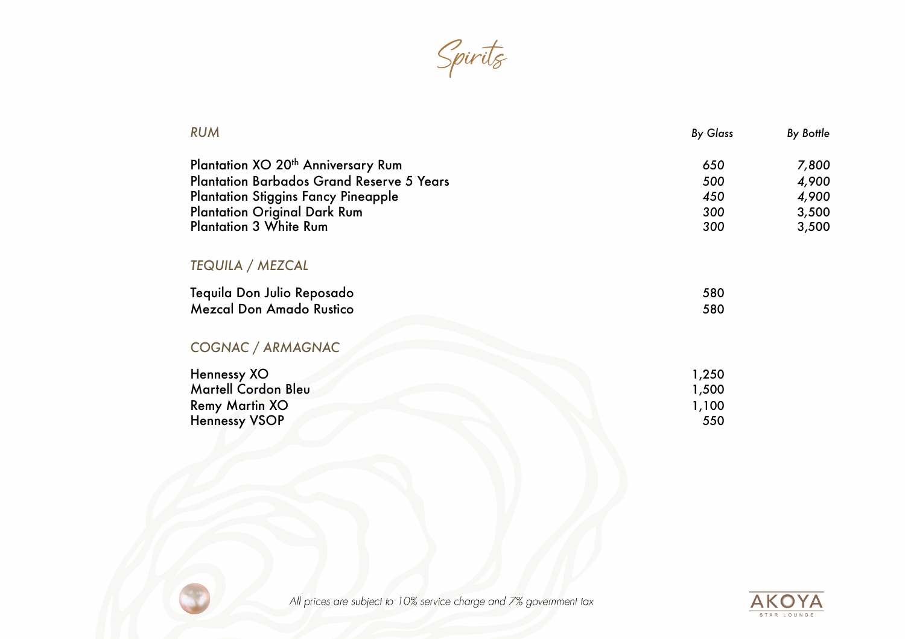# Spirits

| RUM | By Glass | By Bottle |
|---|---|---|
| Plantation XO 20th Anniversary Rum | 650 | 7,800 |
| Plantation Barbados Grand Reserve 5 Years | 500 | 4,900 |
| Plantation Stiggins Fancy Pineapple | 450 | 4,900 |
| Plantation Original Dark Rum | 300 | 3,500 |
| Plantation 3 White Rum | 300 | 3,500 |

| TEQUILA / MEZCAL | By Glass |
|---|---|
| Tequila Don Julio Reposado | 580 |
| Mezcal Don Amado Rustico | 580 |

| COGNAC / ARMAGNAC | By Glass |
|---|---|
| Hennessy XO | 1,250 |
| Martell Cordon Bleu | 1,500 |
| Remy Martin XO | 1,100 |
| Hennessy VSOP | 550 |

*All prices are subject to 10% service charge and 7% government tax*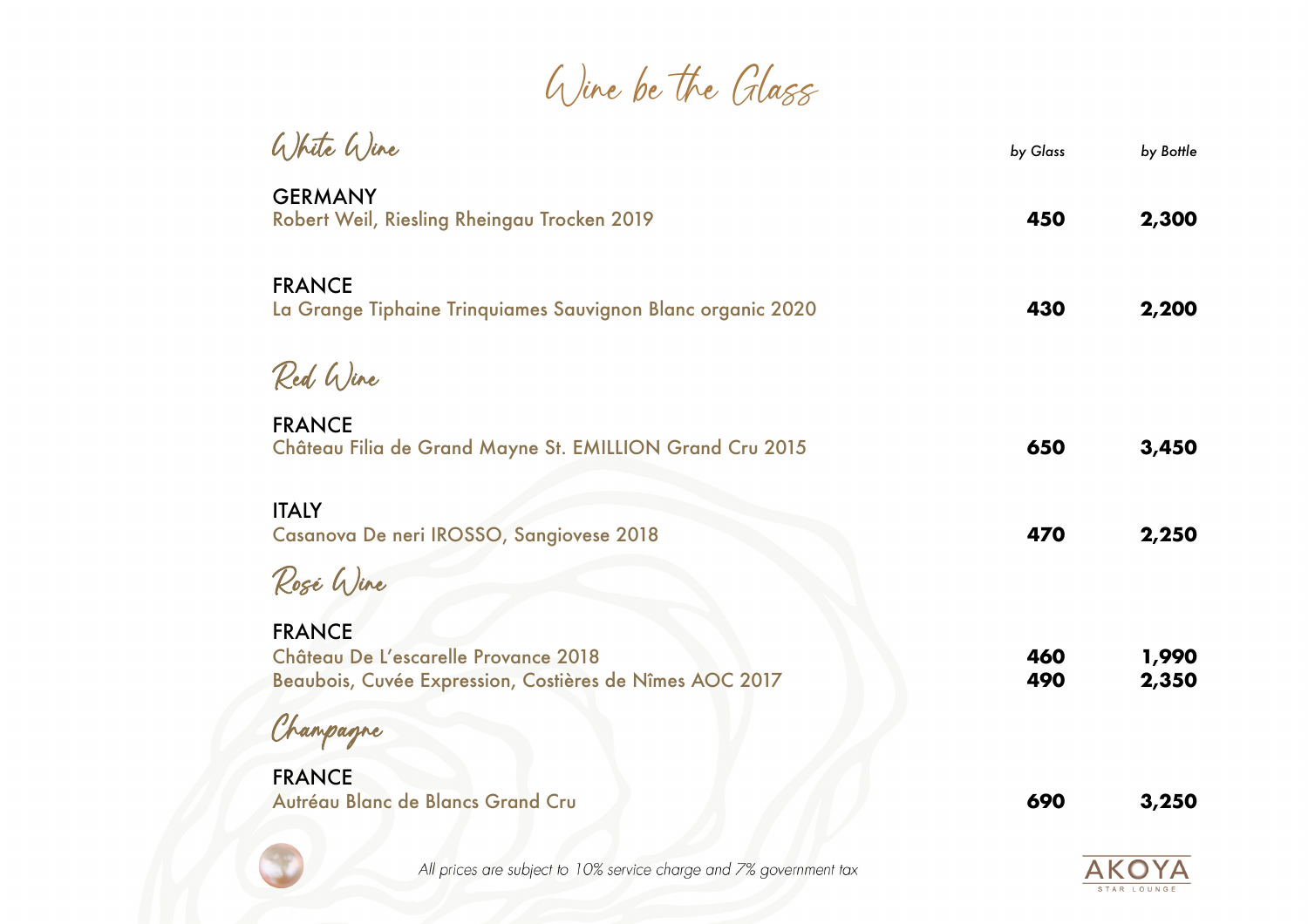# Wine be the Glass

## White Wine

| | by Glass | by Bottle |
|---|---|---|
| **GERMANY** | | |
| Robert Weil, Riesling Rheingau Trocken 2019 | **450** | **2,300** |
| **FRANCE** | | |
| La Grange Tiphaine Trinquiames Sauvignon Blanc organic 2020 | **430** | **2,200** |

## Red Wine

| | by Glass | by Bottle |
|---|---|---|
| **FRANCE** | | |
| Château Filia de Grand Mayne St. EMILLION Grand Cru 2015 | **650** | **3,450** |
| **ITALY** | | |
| Casanova De neri IROSSO, Sangiovese 2018 | **470** | **2,250** |

## Rosé Wine

| | by Glass | by Bottle |
|---|---|---|
| **FRANCE** | | |
| Château De L'escarelle Provance 2018 | **460** | **1,990** |
| Beaubois, Cuvée Expression, Costières de Nîmes AOC 2017 | **490** | **2,350** |

## Champagne

| | by Glass | by Bottle |
|---|---|---|
| **FRANCE** | | |
| Autréau Blanc de Blancs Grand Cru | **690** | **3,250** |

*All prices are subject to 10% service charge and 7% government tax*

AKOYA STAR LOUNGE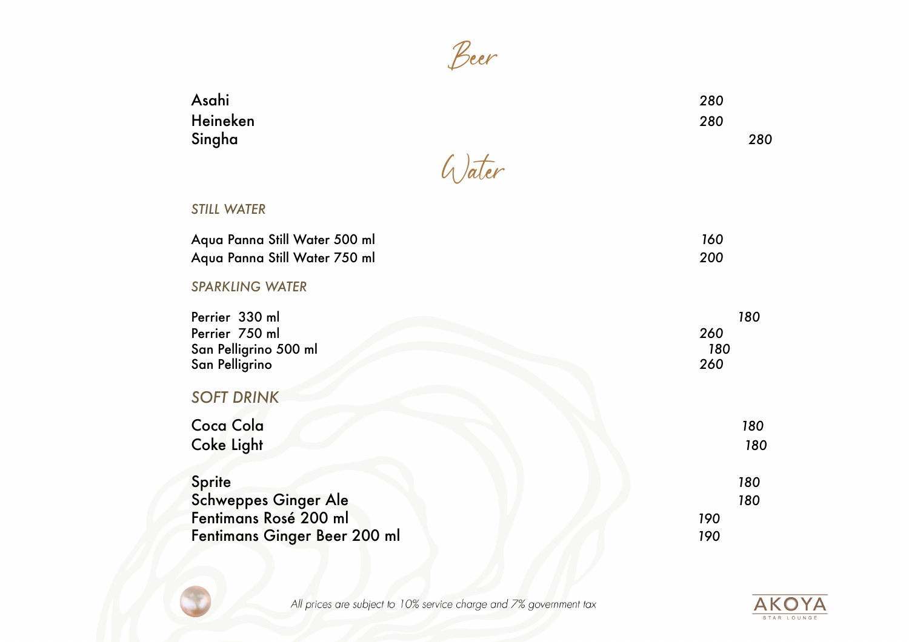# Beer

| Item | Price |
| --- | --- |
| Asahi | 280 |
| Heineken | 280 |
| Singha | 280 |

# Water

## *STILL WATER*

| Item | Price |
| --- | --- |
| Aqua Panna Still Water 500 ml | 160 |
| Aqua Panna Still Water 750 ml | 200 |

## *SPARKLING WATER*

| Item | Price |
| --- | --- |
| Perrier 330 ml | 180 |
| Perrier 750 ml | 260 |
| San Pelligrino 500 ml | 180 |
| San Pelligrino | 260 |

## *SOFT DRINK*

| Item | Price |
| --- | --- |
| Coca Cola | 180 |
| Coke Light | 180 |
| Sprite | 180 |
| Schweppes Ginger Ale | 180 |
| Fentimans Rosé 200 ml | 190 |
| Fentimans Ginger Beer 200 ml | 190 |

*All prices are subject to 10% service charge and 7% government tax*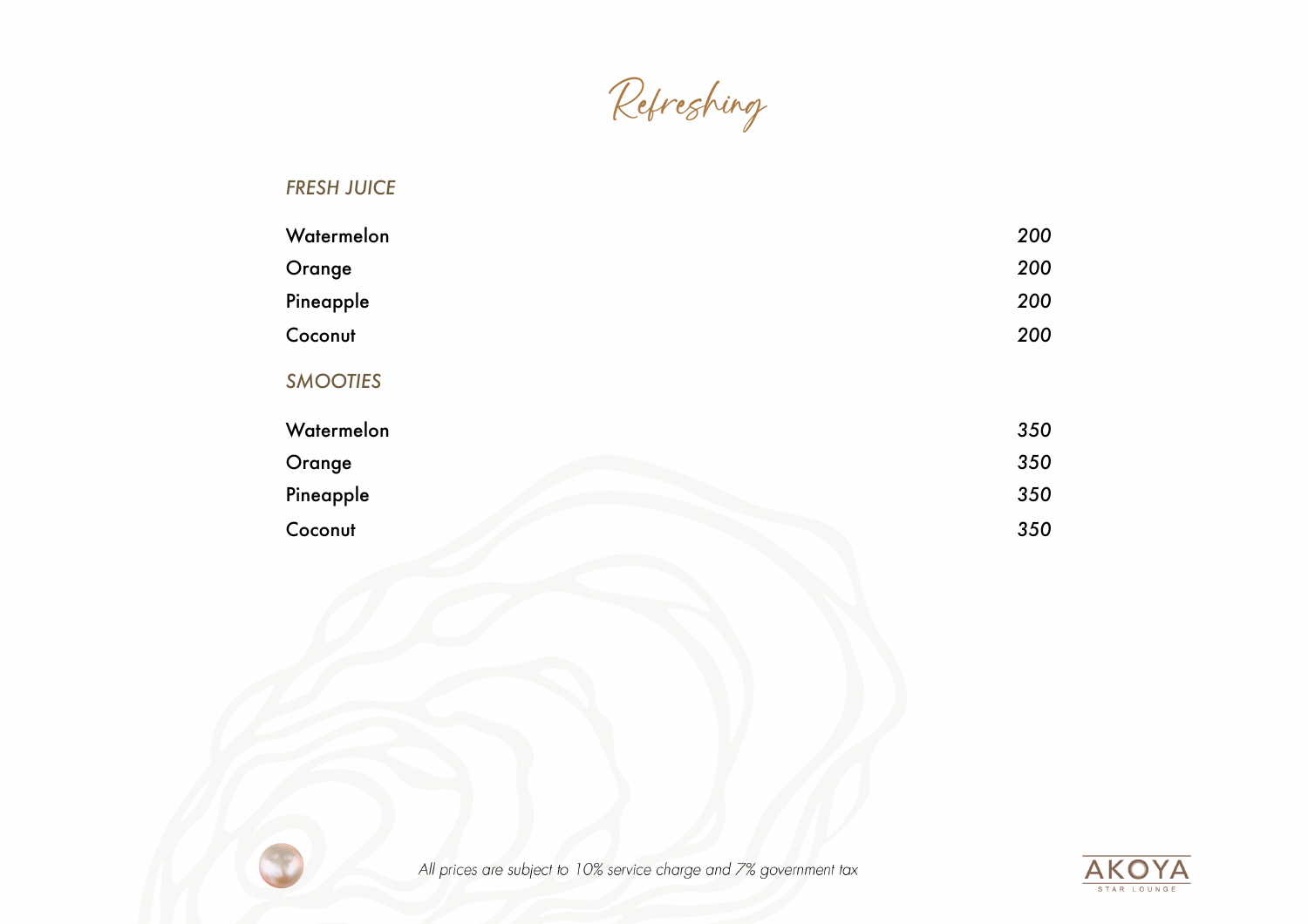# Refreshing

## *FRESH JUICE*

| | |
|---|---|
| Watermelon | *200* |
| Orange | *200* |
| Pineapple | *200* |
| Coconut | *200* |

## *SMOOTIES*

| | |
|---|---|
| Watermelon | *350* |
| Orange | *350* |
| Pineapple | *350* |
| Coconut | *350* |

*All prices are subject to 10% service charge and 7% government tax*

AKOYA
STAR LOUNGE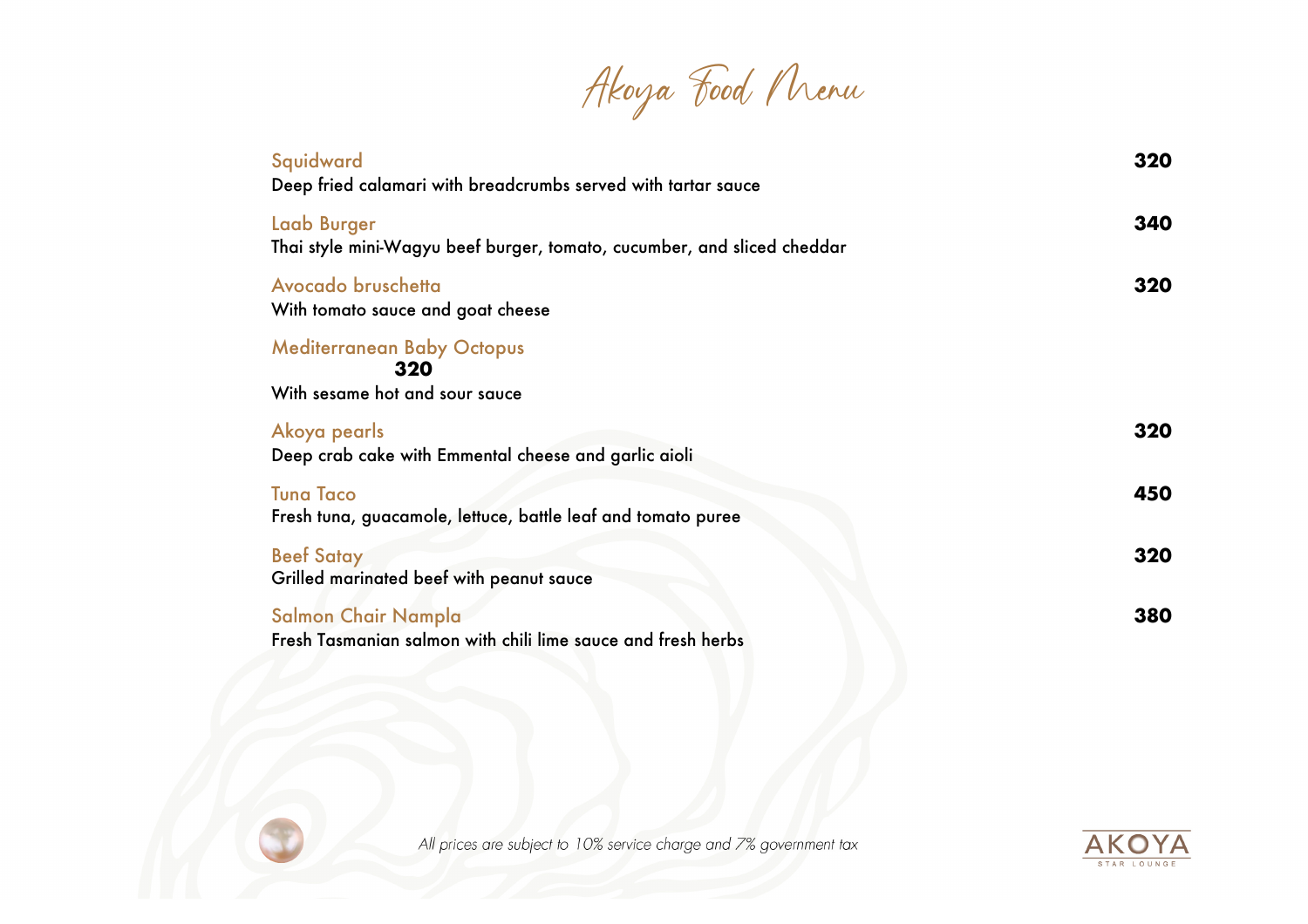# Akoya Food Menu

**Squidward** — **320**
Deep fried calamari with breadcrumbs served with tartar sauce

**Laab Burger** — **340**
Thai style mini-Wagyu beef burger, tomato, cucumber, and sliced cheddar

**Avocado bruschetta** — **320**
With tomato sauce and goat cheese

**Mediterranean Baby Octopus** — **320**
With sesame hot and sour sauce

**Akoya pearls** — **320**
Deep crab cake with Emmental cheese and garlic aioli

**Tuna Taco** — **450**
Fresh tuna, guacamole, lettuce, battle leaf and tomato puree

**Beef Satay** — **320**
Grilled marinated beef with peanut sauce

**Salmon Chair Nampla** — **380**
Fresh Tasmanian salmon with chili lime sauce and fresh herbs

*All prices are subject to 10% service charge and 7% government tax*

AKOYA STAR LOUNGE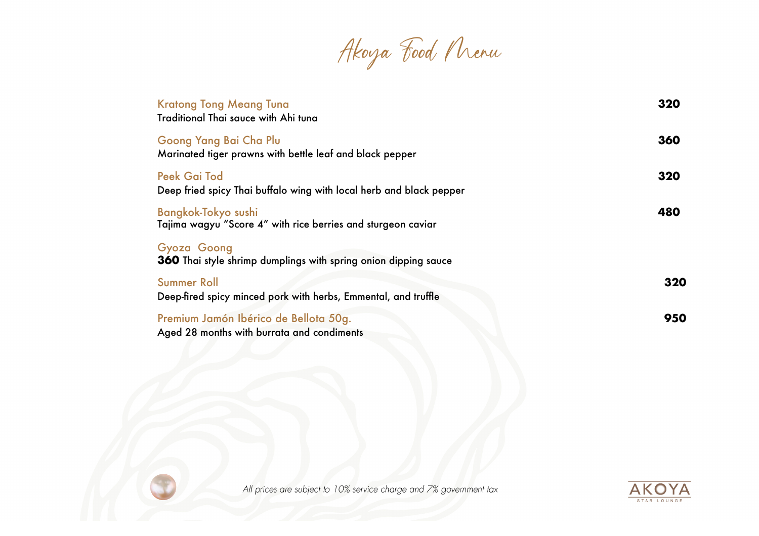# Akoya Food Menu

**Kratong Tong Meang Tuna** **320**
Traditional Thai sauce with Ahi tuna

**Goong Yang Bai Cha Plu** **360**
Marinated tiger prawns with bettle leaf and black pepper

**Peek Gai Tod** **320**
Deep fried spicy Thai buffalo wing with local herb and black pepper

**Bangkok-Tokyo sushi** **480**
Tajima wagyu "Score 4" with rice berries and sturgeon caviar

**Gyoza Goong**
**360** Thai style shrimp dumplings with spring onion dipping sauce

**Summer Roll** **320**
Deep-fired spicy minced pork with herbs, Emmental, and truffle

**Premium Jamón Ibérico de Bellota 50g.** **950**
Aged 28 months with burrata and condiments

*All prices are subject to 10% service charge and 7% government tax*

AKOYA
STAR LOUNGE